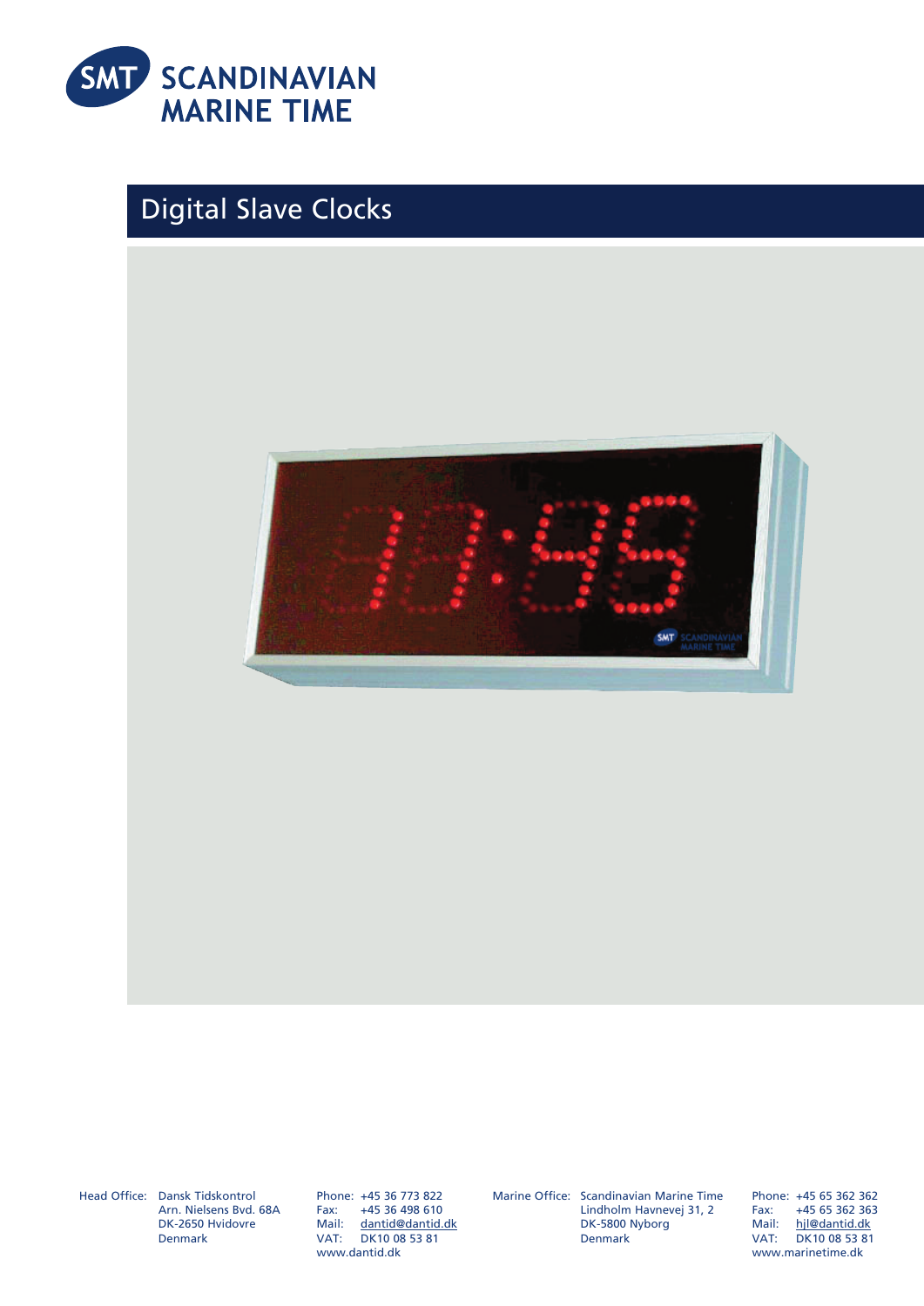SMT SCANDINAVIAN MARINE TIME

# Digital Slave Clocks

Head Office: Dansk Tidskontrol
Arn. Nielsens Bvd. 68A
DK-2650 Hvidovre
Denmark

Phone: +45 36 773 822
Fax: +45 36 498 610
Mail: dantid@dantid.dk
VAT: DK10 08 53 81
www.dantid.dk

Marine Office: Scandinavian Marine Time
Lindholm Havnevej 31, 2
DK-5800 Nyborg
Denmark

Phone: +45 65 362 362
Fax: +45 65 362 363
Mail: hjl@dantid.dk
VAT: DK10 08 53 81
www.marinetime.dk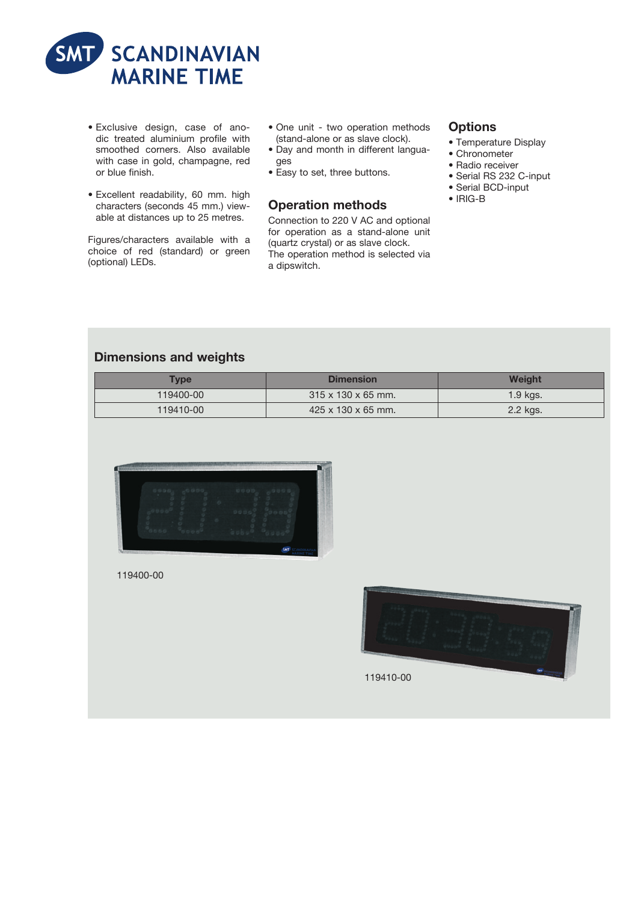# SCANDINAVIAN MARINE TIME

- Exclusive design, case of anodic treated aluminium profile with smoothed corners. Also available with case in gold, champagne, red or blue finish.

- Excellent readability, 60 mm. high characters (seconds 45 mm.) viewable at distances up to 25 metres.

Figures/characters available with a choice of red (standard) or green (optional) LEDs.

- One unit - two operation methods (stand-alone or as slave clock).
- Day and month in different languages
- Easy to set, three buttons.

## Operation methods

Connection to 220 V AC and optional for operation as a stand-alone unit (quartz crystal) or as slave clock. The operation method is selected via a dipswitch.

## Options

- Temperature Display
- Chronometer
- Radio receiver
- Serial RS 232 C-input
- Serial BCD-input
- IRIG-B

## Dimensions and weights

| Type | Dimension | Weight |
|---|---|---|
| 119400-00 | 315 x 130 x 65 mm. | 1.9 kgs. |
| 119410-00 | 425 x 130 x 65 mm. | 2.2 kgs. |

119400-00

119410-00